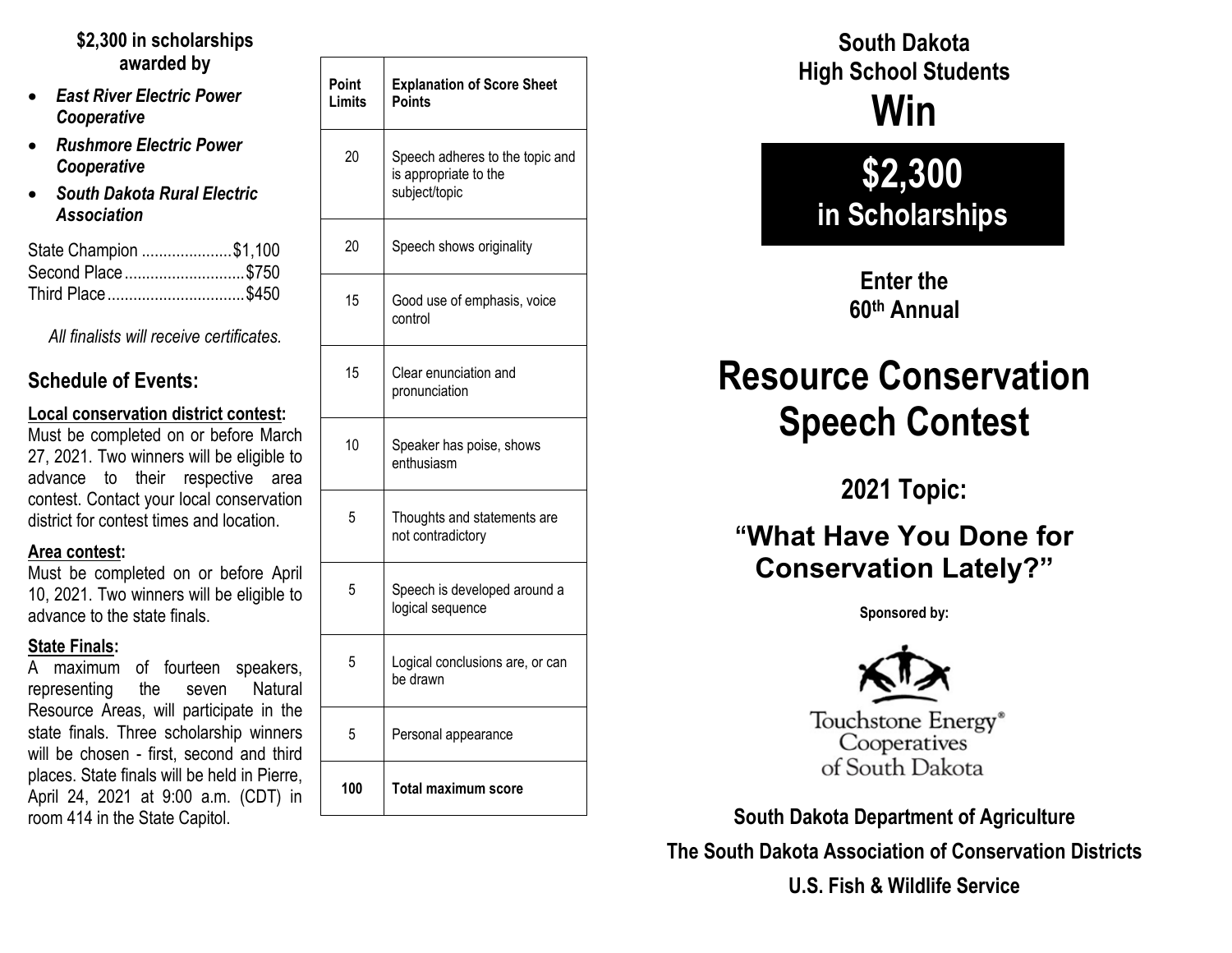**$2,300 in scholarships awarded by**

- ***East River Electric Power Cooperative***
- ***Rushmore Electric Power Cooperative***
- ***South Dakota Rural Electric Association***

State Champion ....................$1,100
Second Place ...........................$750
Third Place ...............................$450

*All finalists will receive certificates.*

## Schedule of Events:

**Local conservation district contest:**
Must be completed on or before March 27, 2021. Two winners will be eligible to advance to their respective area contest. Contact your local conservation district for contest times and location.

**Area contest:**
Must be completed on or before April 10, 2021. Two winners will be eligible to advance to the state finals.

**State Finals:**
A maximum of fourteen speakers, representing the seven Natural Resource Areas, will participate in the state finals. Three scholarship winners will be chosen - first, second and third places. State finals will be held in Pierre, April 24, 2021 at 9:00 a.m. (CDT) in room 414 in the State Capitol.

| Point Limits | Explanation of Score Sheet Points |
|---|---|
| 20 | Speech adheres to the topic and is appropriate to the subject/topic |
| 20 | Speech shows originality |
| 15 | Good use of emphasis, voice control |
| 15 | Clear enunciation and pronunciation |
| 10 | Speaker has poise, shows enthusiasm |
| 5 | Thoughts and statements are not contradictory |
| 5 | Speech is developed around a logical sequence |
| 5 | Logical conclusions are, or can be drawn |
| 5 | Personal appearance |
| **100** | **Total maximum score** |

**South Dakota High School Students**

# Win

## $2,300 in Scholarships

**Enter the 60th Annual**

# Resource Conservation Speech Contest

## 2021 Topic:

## "What Have You Done for Conservation Lately?"

**Sponsored by:**

Touchstone Energy® Cooperatives of South Dakota

**South Dakota Department of Agriculture**

**The South Dakota Association of Conservation Districts**

**U.S. Fish & Wildlife Service**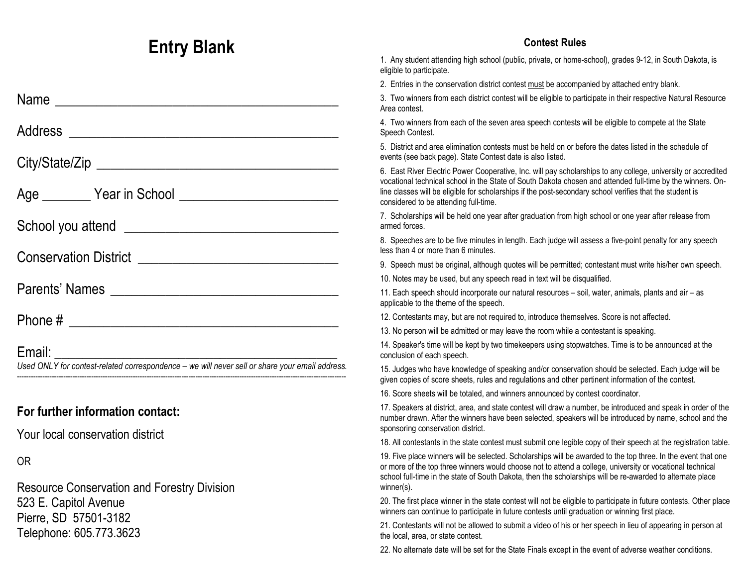# Entry Blank

Name ________________________________________

Address ______________________________________

City/State/Zip ___________________________________

Age _______ Year in School _______________________

School you attend ______________________________

Conservation District ____________________________

Parents' Names _________________________________

Phone # _____________________________________

Email: ________________________________________

*Used ONLY for contest-related correspondence – we will never sell or share your email address.*

---

**For further information contact:**

Your local conservation district

OR

Resource Conservation and Forestry Division
523 E. Capitol Avenue
Pierre, SD 57501-3182
Telephone: 605.773.3623

## Contest Rules

1. Any student attending high school (public, private, or home-school), grades 9-12, in South Dakota, is eligible to participate.
2. Entries in the conservation district contest <u>must</u> be accompanied by attached entry blank.
3. Two winners from each district contest will be eligible to participate in their respective Natural Resource Area contest.
4. Two winners from each of the seven area speech contests will be eligible to compete at the State Speech Contest.
5. District and area elimination contests must be held on or before the dates listed in the schedule of events (see back page). State Contest date is also listed.
6. East River Electric Power Cooperative, Inc. will pay scholarships to any college, university or accredited vocational technical school in the State of South Dakota chosen and attended full-time by the winners. On-line classes will be eligible for scholarships if the post-secondary school verifies that the student is considered to be attending full-time.
7. Scholarships will be held one year after graduation from high school or one year after release from armed forces.
8. Speeches are to be five minutes in length. Each judge will assess a five-point penalty for any speech less than 4 or more than 6 minutes.
9. Speech must be original, although quotes will be permitted; contestant must write his/her own speech.
10. Notes may be used, but any speech read in text will be disqualified.
11. Each speech should incorporate our natural resources – soil, water, animals, plants and air – as applicable to the theme of the speech.
12. Contestants may, but are not required to, introduce themselves. Score is not affected.
13. No person will be admitted or may leave the room while a contestant is speaking.
14. Speaker's time will be kept by two timekeepers using stopwatches. Time is to be announced at the conclusion of each speech.
15. Judges who have knowledge of speaking and/or conservation should be selected. Each judge will be given copies of score sheets, rules and regulations and other pertinent information of the contest.
16. Score sheets will be totaled, and winners announced by contest coordinator.
17. Speakers at district, area, and state contest will draw a number, be introduced and speak in order of the number drawn. After the winners have been selected, speakers will be introduced by name, school and the sponsoring conservation district.
18. All contestants in the state contest must submit one legible copy of their speech at the registration table.
19. Five place winners will be selected. Scholarships will be awarded to the top three. In the event that one or more of the top three winners would choose not to attend a college, university or vocational technical school full-time in the state of South Dakota, then the scholarships will be re-awarded to alternate place winner(s).
20. The first place winner in the state contest will not be eligible to participate in future contests. Other place winners can continue to participate in future contests until graduation or winning first place.
21. Contestants will not be allowed to submit a video of his or her speech in lieu of appearing in person at the local, area, or state contest.
22. No alternate date will be set for the State Finals except in the event of adverse weather conditions.